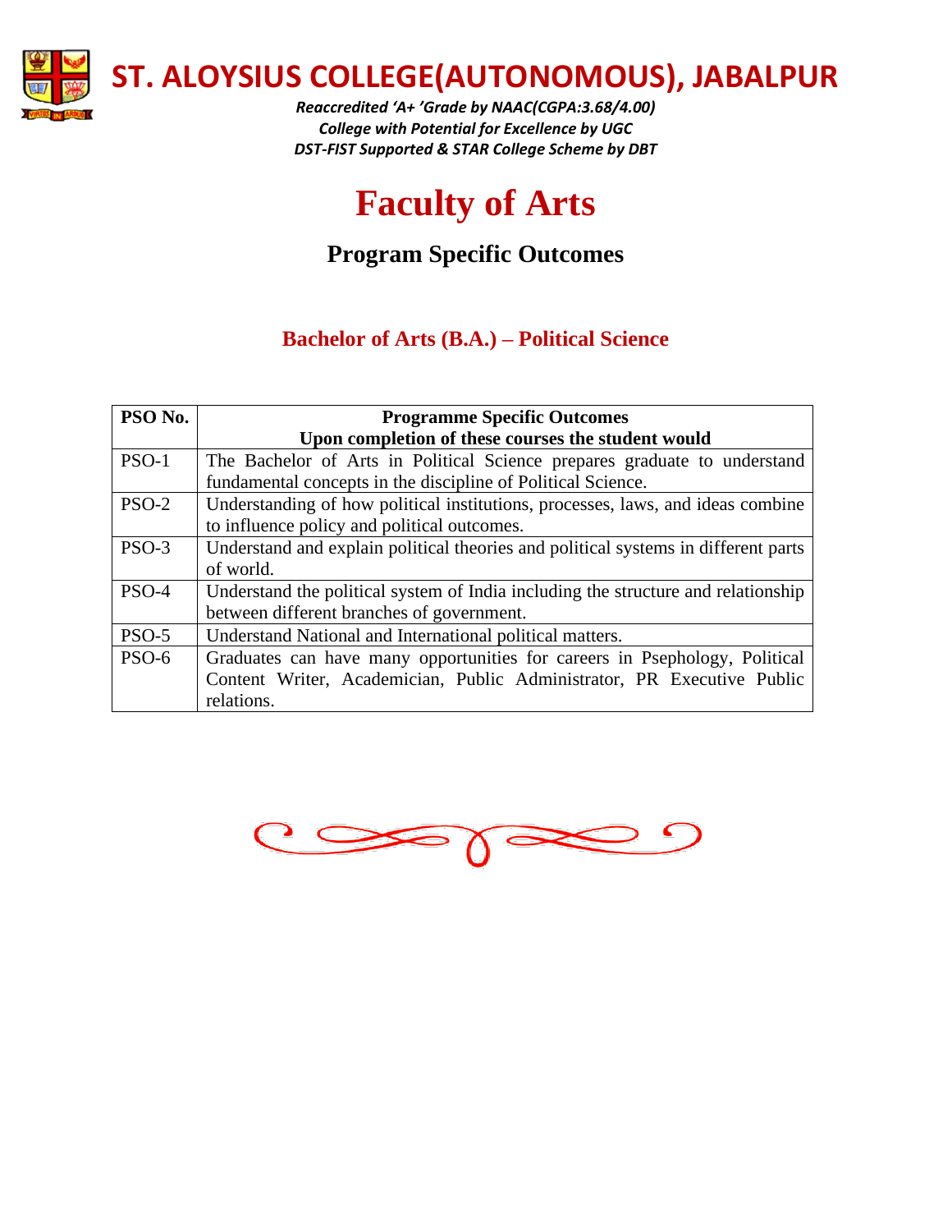# ST. ALOYSIUS COLLEGE(AUTONOMOUS), JABALPUR

*Reaccredited 'A+ 'Grade by NAAC(CGPA:3.68/4.00)*
*College with Potential for Excellence by UGC*
*DST-FIST Supported & STAR College Scheme by DBT*

# Faculty of Arts

## Program Specific Outcomes

### Bachelor of Arts (B.A.) – Political Science

| PSO No. | Programme Specific Outcomes<br>Upon completion of these courses the student would |
|---|---|
| PSO-1 | The Bachelor of Arts in Political Science prepares graduate to understand fundamental concepts in the discipline of Political Science. |
| PSO-2 | Understanding of how political institutions, processes, laws, and ideas combine to influence policy and political outcomes. |
| PSO-3 | Understand and explain political theories and political systems in different parts of world. |
| PSO-4 | Understand the political system of India including the structure and relationship between different branches of government. |
| PSO-5 | Understand National and International political matters. |
| PSO-6 | Graduates can have many opportunities for careers in Psephology, Political Content Writer, Academician, Public Administrator, PR Executive Public relations. |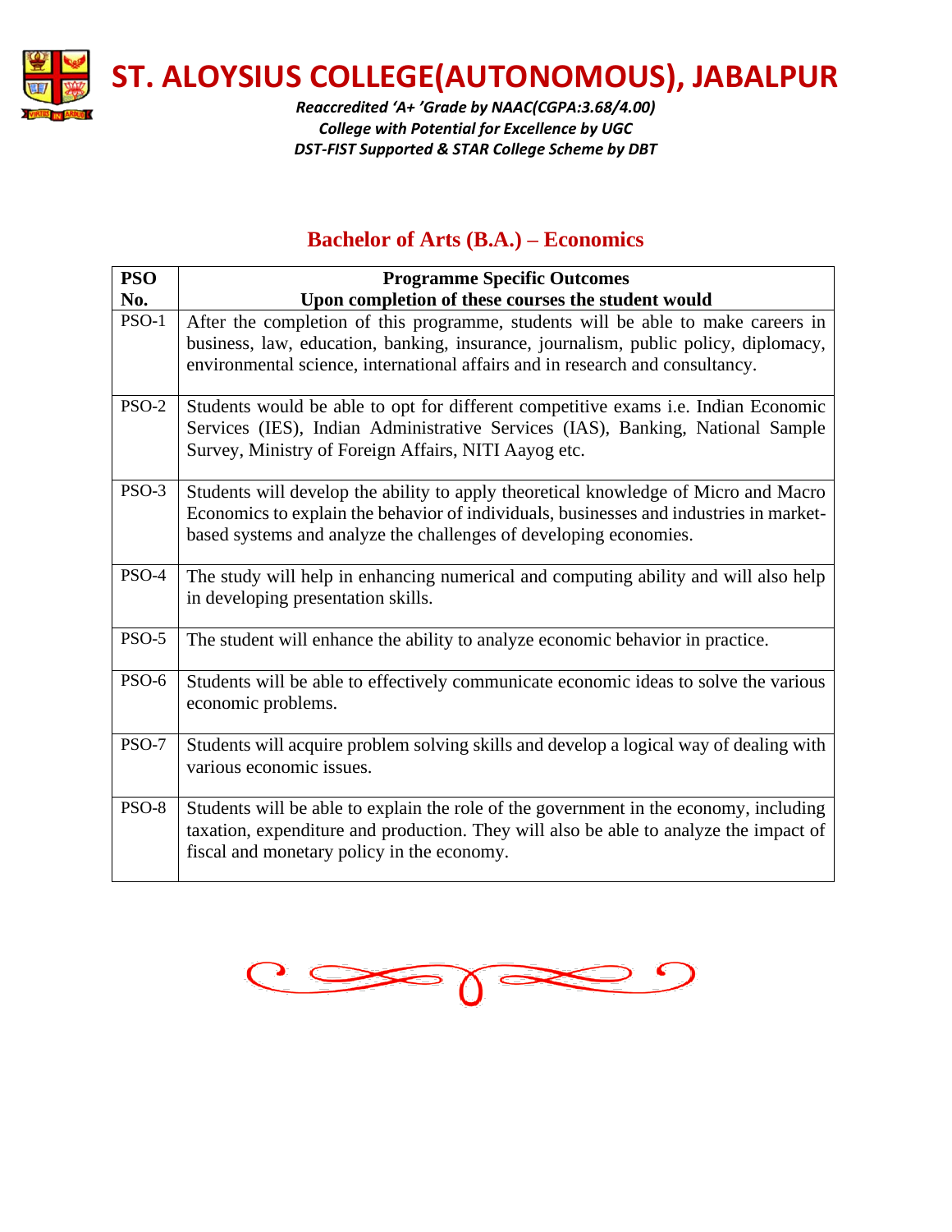# ST. ALOYSIUS COLLEGE(AUTONOMOUS), JABALPUR

*Reaccredited 'A+ 'Grade by NAAC(CGPA:3.68/4.00)*
*College with Potential for Excellence by UGC*
*DST-FIST Supported & STAR College Scheme by DBT*

## Bachelor of Arts (B.A.) – Economics

| PSO No. | Programme Specific Outcomes<br>Upon completion of these courses the student would |
|---|---|
| PSO-1 | After the completion of this programme, students will be able to make careers in business, law, education, banking, insurance, journalism, public policy, diplomacy, environmental science, international affairs and in research and consultancy. |
| PSO-2 | Students would be able to opt for different competitive exams i.e. Indian Economic Services (IES), Indian Administrative Services (IAS), Banking, National Sample Survey, Ministry of Foreign Affairs, NITI Aayog etc. |
| PSO-3 | Students will develop the ability to apply theoretical knowledge of Micro and Macro Economics to explain the behavior of individuals, businesses and industries in market-based systems and analyze the challenges of developing economies. |
| PSO-4 | The study will help in enhancing numerical and computing ability and will also help in developing presentation skills. |
| PSO-5 | The student will enhance the ability to analyze economic behavior in practice. |
| PSO-6 | Students will be able to effectively communicate economic ideas to solve the various economic problems. |
| PSO-7 | Students will acquire problem solving skills and develop a logical way of dealing with various economic issues. |
| PSO-8 | Students will be able to explain the role of the government in the economy, including taxation, expenditure and production. They will also be able to analyze the impact of fiscal and monetary policy in the economy. |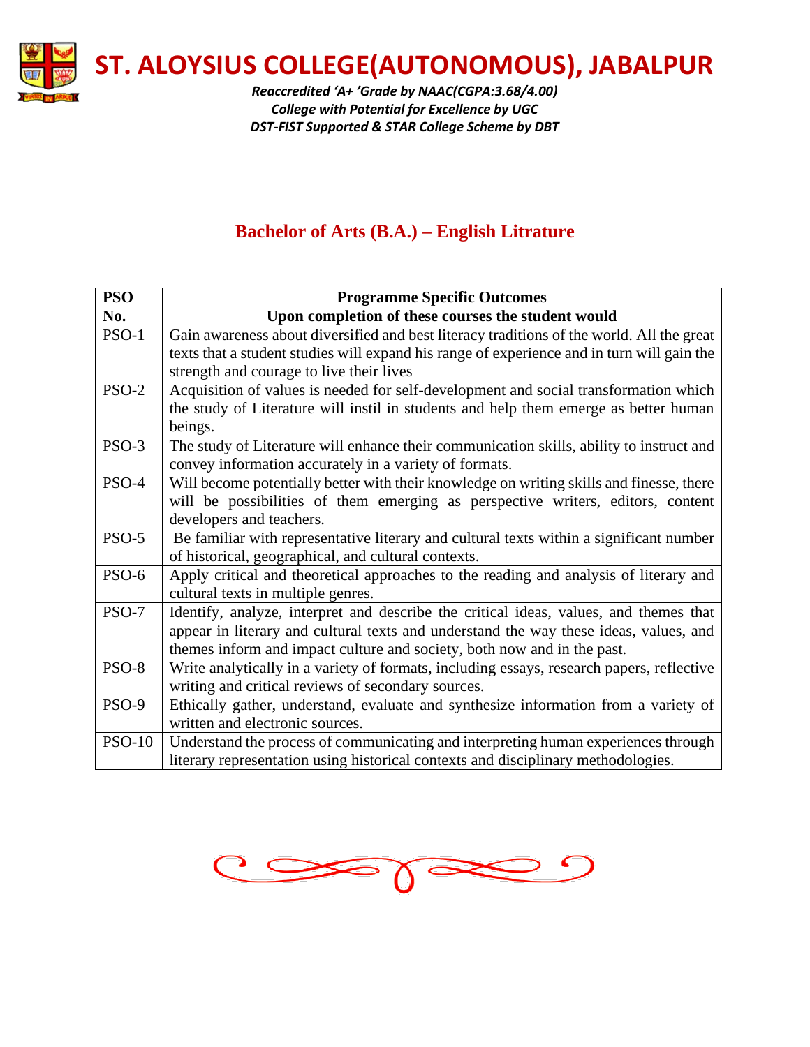# ST. ALOYSIUS COLLEGE(AUTONOMOUS), JABALPUR

*Reaccredited 'A+ 'Grade by NAAC(CGPA:3.68/4.00)*
*College with Potential for Excellence by UGC*
*DST-FIST Supported & STAR College Scheme by DBT*

## Bachelor of Arts (B.A.) – English Litrature

| PSO No. | Programme Specific Outcomes<br>Upon completion of these courses the student would |
|---|---|
| PSO-1 | Gain awareness about diversified and best literacy traditions of the world. All the great texts that a student studies will expand his range of experience and in turn will gain the strength and courage to live their lives |
| PSO-2 | Acquisition of values is needed for self-development and social transformation which the study of Literature will instil in students and help them emerge as better human beings. |
| PSO-3 | The study of Literature will enhance their communication skills, ability to instruct and convey information accurately in a variety of formats. |
| PSO-4 | Will become potentially better with their knowledge on writing skills and finesse, there will be possibilities of them emerging as perspective writers, editors, content developers and teachers. |
| PSO-5 | Be familiar with representative literary and cultural texts within a significant number of historical, geographical, and cultural contexts. |
| PSO-6 | Apply critical and theoretical approaches to the reading and analysis of literary and cultural texts in multiple genres. |
| PSO-7 | Identify, analyze, interpret and describe the critical ideas, values, and themes that appear in literary and cultural texts and understand the way these ideas, values, and themes inform and impact culture and society, both now and in the past. |
| PSO-8 | Write analytically in a variety of formats, including essays, research papers, reflective writing and critical reviews of secondary sources. |
| PSO-9 | Ethically gather, understand, evaluate and synthesize information from a variety of written and electronic sources. |
| PSO-10 | Understand the process of communicating and interpreting human experiences through literary representation using historical contexts and disciplinary methodologies. |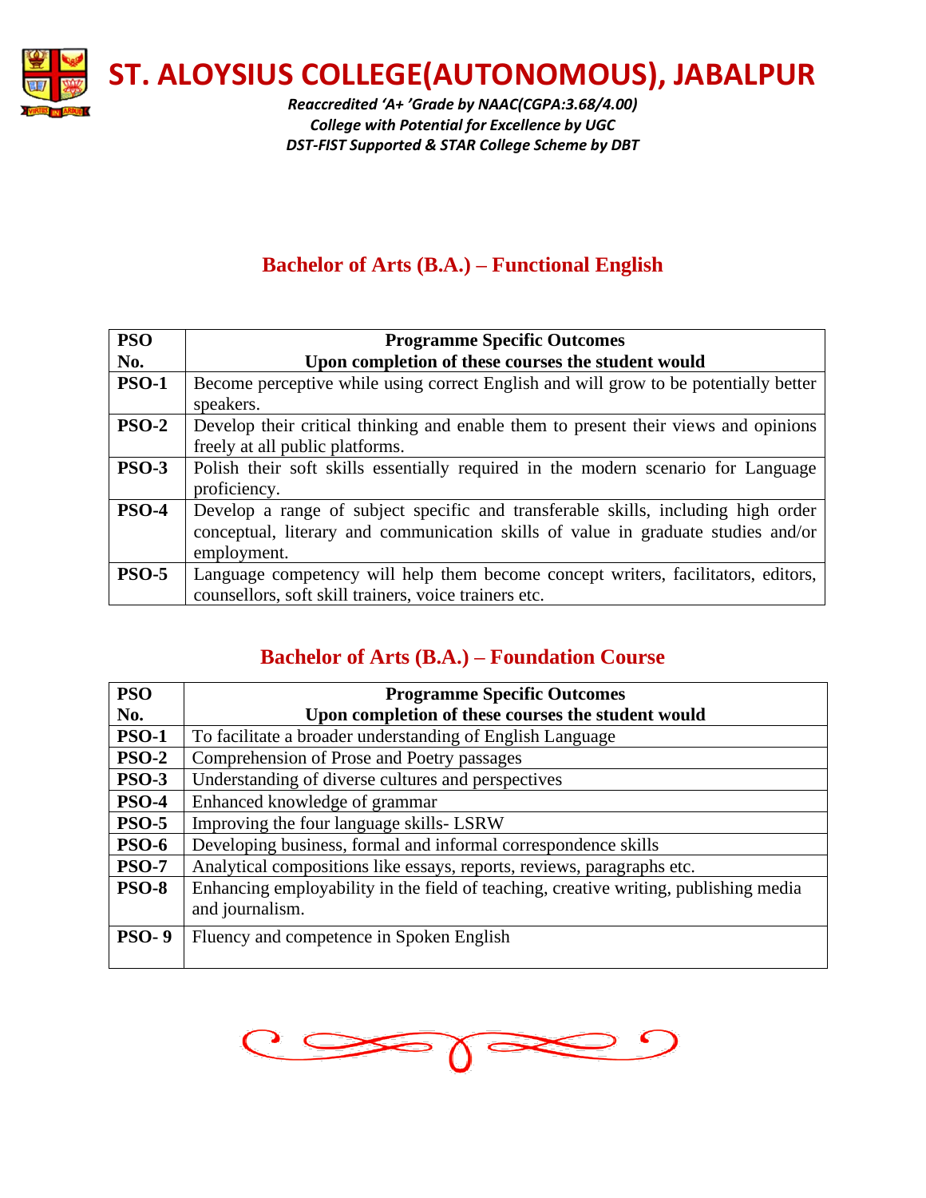# ST. ALOYSIUS COLLEGE(AUTONOMOUS), JABALPUR

*Reaccredited 'A+ 'Grade by NAAC(CGPA:3.68/4.00)*
*College with Potential for Excellence by UGC*
*DST-FIST Supported & STAR College Scheme by DBT*

## Bachelor of Arts (B.A.) – Functional English

| PSO No. | Programme Specific Outcomes<br>Upon completion of these courses the student would |
|---|---|
| **PSO-1** | Become perceptive while using correct English and will grow to be potentially better speakers. |
| **PSO-2** | Develop their critical thinking and enable them to present their views and opinions freely at all public platforms. |
| **PSO-3** | Polish their soft skills essentially required in the modern scenario for Language proficiency. |
| **PSO-4** | Develop a range of subject specific and transferable skills, including high order conceptual, literary and communication skills of value in graduate studies and/or employment. |
| **PSO-5** | Language competency will help them become concept writers, facilitators, editors, counsellors, soft skill trainers, voice trainers etc. |

## Bachelor of Arts (B.A.) – Foundation Course

| PSO No. | Programme Specific Outcomes<br>Upon completion of these courses the student would |
|---|---|
| **PSO-1** | To facilitate a broader understanding of English Language |
| **PSO-2** | Comprehension of Prose and Poetry passages |
| **PSO-3** | Understanding of diverse cultures and perspectives |
| **PSO-4** | Enhanced knowledge of grammar |
| **PSO-5** | Improving the four language skills- LSRW |
| **PSO-6** | Developing business, formal and informal correspondence skills |
| **PSO-7** | Analytical compositions like essays, reports, reviews, paragraphs etc. |
| **PSO-8** | Enhancing employability in the field of teaching, creative writing, publishing media and journalism. |
| **PSO- 9** | Fluency and competence in Spoken English |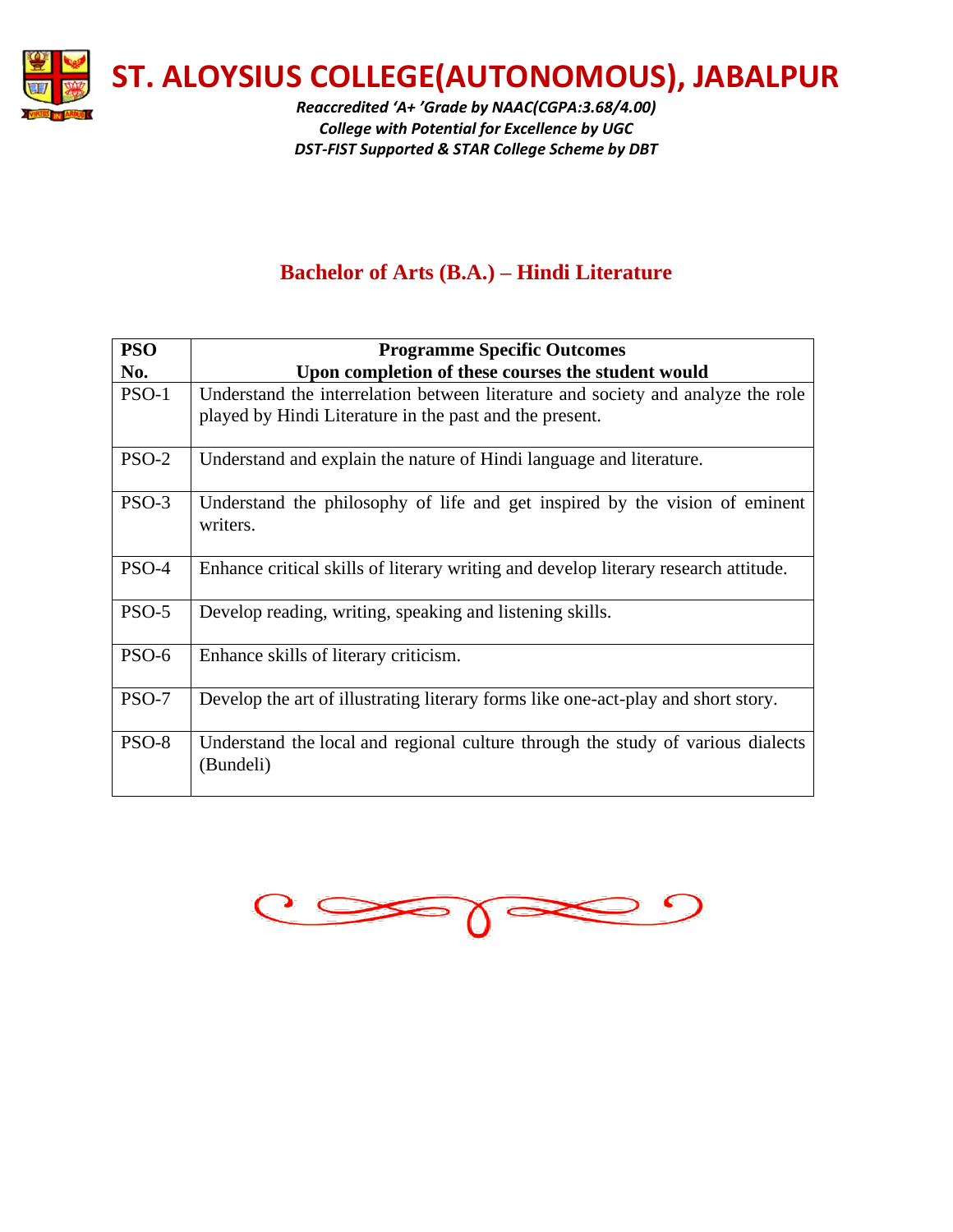# ST. ALOYSIUS COLLEGE(AUTONOMOUS), JABALPUR

*Reaccredited 'A+ 'Grade by NAAC(CGPA:3.68/4.00)*
*College with Potential for Excellence by UGC*
*DST-FIST Supported & STAR College Scheme by DBT*

## Bachelor of Arts (B.A.) – Hindi Literature

| PSO No. | Programme Specific Outcomes<br>Upon completion of these courses the student would |
|---|---|
| PSO-1 | Understand the interrelation between literature and society and analyze the role played by Hindi Literature in the past and the present. |
| PSO-2 | Understand and explain the nature of Hindi language and literature. |
| PSO-3 | Understand the philosophy of life and get inspired by the vision of eminent writers. |
| PSO-4 | Enhance critical skills of literary writing and develop literary research attitude. |
| PSO-5 | Develop reading, writing, speaking and listening skills. |
| PSO-6 | Enhance skills of literary criticism. |
| PSO-7 | Develop the art of illustrating literary forms like one-act-play and short story. |
| PSO-8 | Understand the local and regional culture through the study of various dialects (Bundeli) |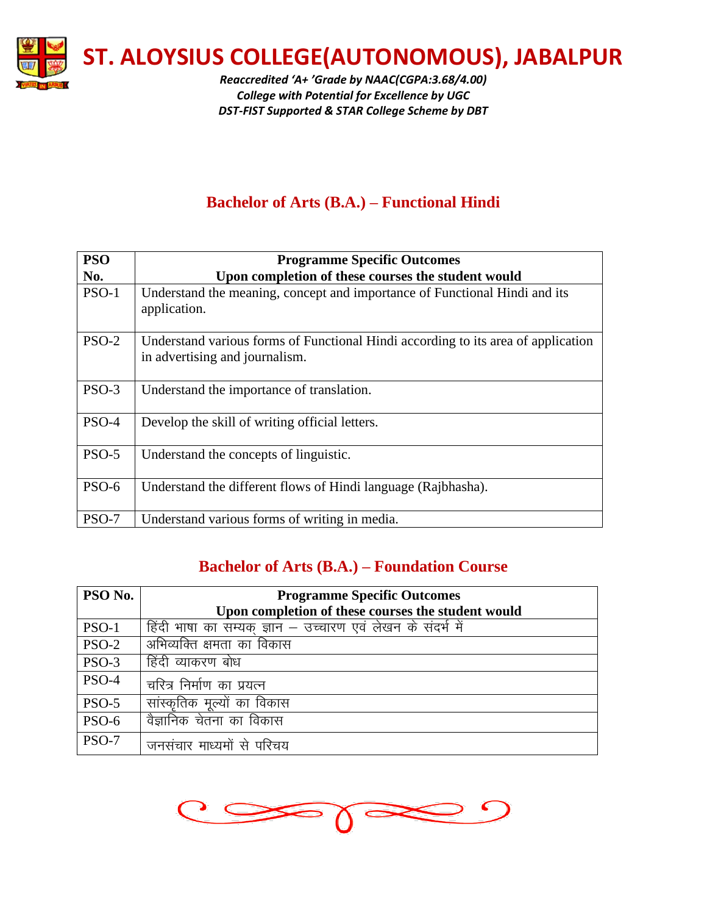# ST. ALOYSIUS COLLEGE(AUTONOMOUS), JABALPUR

*Reaccredited 'A+ 'Grade by NAAC(CGPA:3.68/4.00)*
*College with Potential for Excellence by UGC*
*DST-FIST Supported & STAR College Scheme by DBT*

## Bachelor of Arts (B.A.) – Functional Hindi

| PSO No. | Programme Specific Outcomes<br>Upon completion of these courses the student would |
|---|---|
| PSO-1 | Understand the meaning, concept and importance of Functional Hindi and its application. |
| PSO-2 | Understand various forms of Functional Hindi according to its area of application in advertising and journalism. |
| PSO-3 | Understand the importance of translation. |
| PSO-4 | Develop the skill of writing official letters. |
| PSO-5 | Understand the concepts of linguistic. |
| PSO-6 | Understand the different flows of Hindi language (Rajbhasha). |
| PSO-7 | Understand various forms of writing in media. |

## Bachelor of Arts (B.A.) – Foundation Course

| PSO No. | Programme Specific Outcomes<br>Upon completion of these courses the student would |
|---|---|
| PSO-1 | हिंदी भाषा का सम्यक् ज्ञान – उच्चारण एवं लेखन के संदर्भ में |
| PSO-2 | अभिव्यक्ति क्षमता का विकास |
| PSO-3 | हिंदी व्याकरण बोध |
| PSO-4 | चरित्र निर्माण का प्रयत्न |
| PSO-5 | सांस्कृतिक मूल्यों का विकास |
| PSO-6 | वैज्ञानिक चेतना का विकास |
| PSO-7 | जनसंचार माध्यमों से परिचय |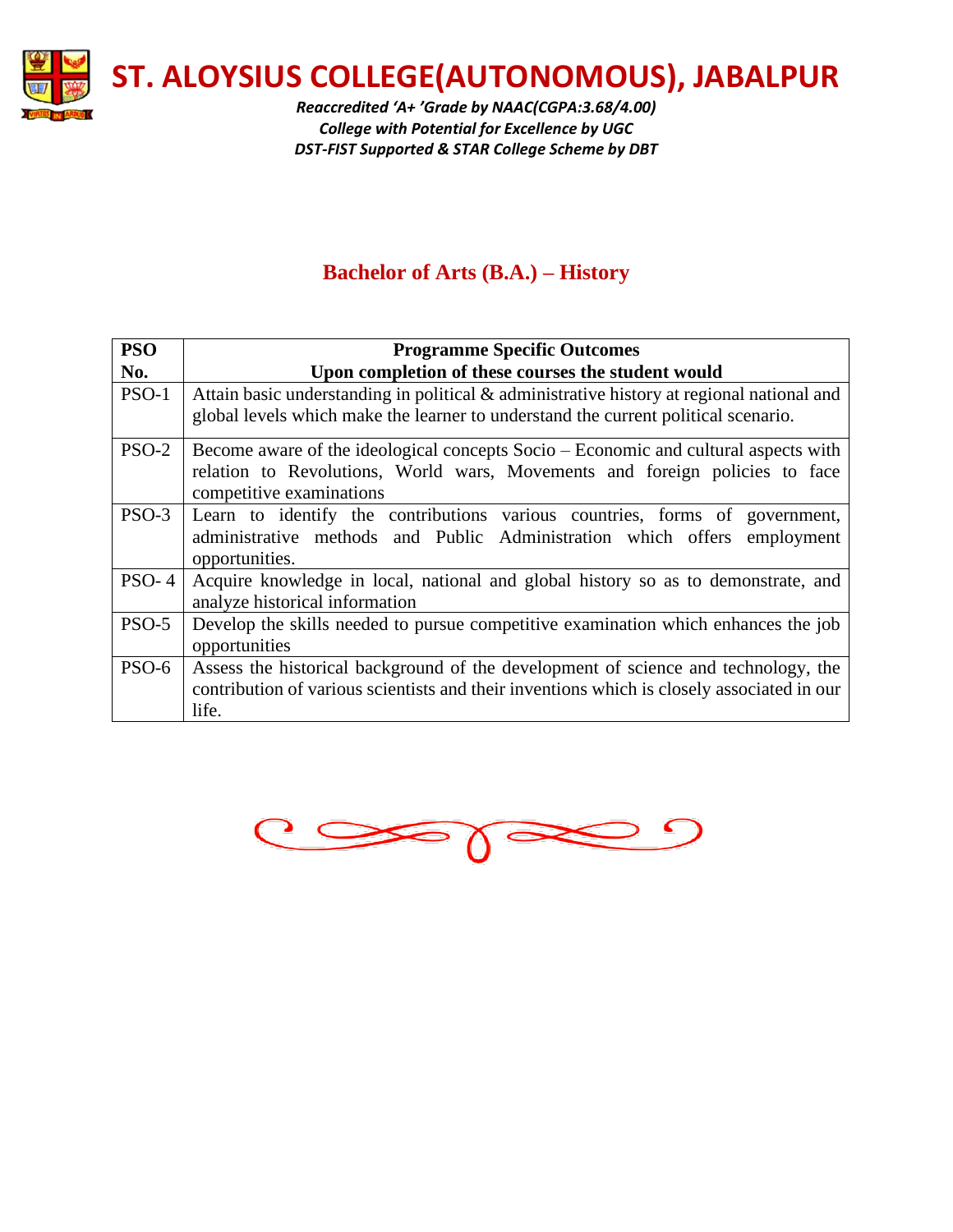# ST. ALOYSIUS COLLEGE(AUTONOMOUS), JABALPUR

*Reaccredited 'A+ 'Grade by NAAC(CGPA:3.68/4.00)*
*College with Potential for Excellence by UGC*
*DST-FIST Supported & STAR College Scheme by DBT*

## Bachelor of Arts (B.A.) – History

| PSO No. | Programme Specific Outcomes<br>Upon completion of these courses the student would |
|---|---|
| PSO-1 | Attain basic understanding in political & administrative history at regional national and global levels which make the learner to understand the current political scenario. |
| PSO-2 | Become aware of the ideological concepts Socio – Economic and cultural aspects with relation to Revolutions, World wars, Movements and foreign policies to face competitive examinations |
| PSO-3 | Learn to identify the contributions various countries, forms of government, administrative methods and Public Administration which offers employment opportunities. |
| PSO- 4 | Acquire knowledge in local, national and global history so as to demonstrate, and analyze historical information |
| PSO-5 | Develop the skills needed to pursue competitive examination which enhances the job opportunities |
| PSO-6 | Assess the historical background of the development of science and technology, the contribution of various scientists and their inventions which is closely associated in our life. |